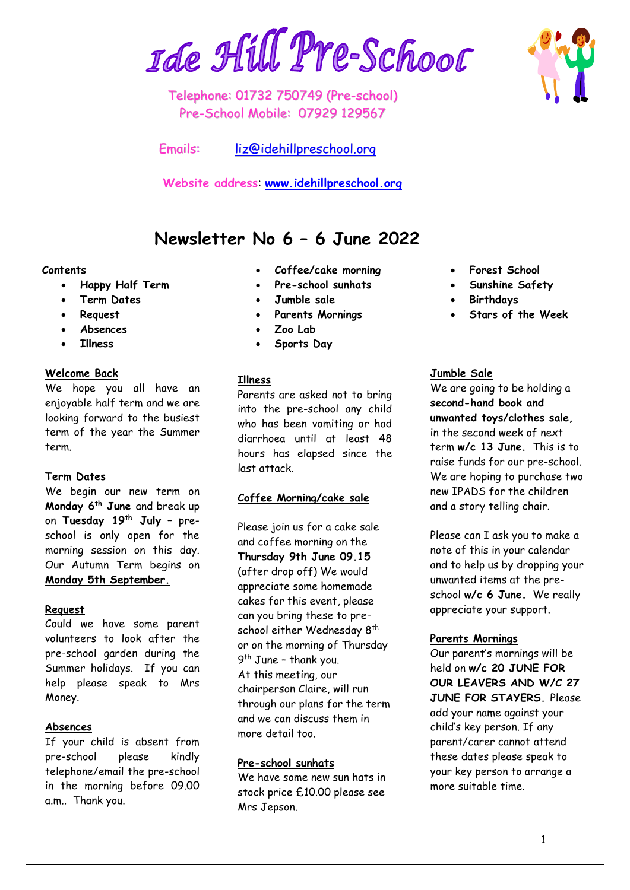# Ide Hill Pre-School

Telephone: 01732 750749 (Pre-school)
Pre-School Mobile: 07929 129567

Emails: liz@idehillpreschool.org

**Website address**: **www.idehillpreschool.org**

## Newsletter No 6 – 6 June 2022

**Contents**

- **Happy Half Term**
- **Term Dates**
- **Request**
- **Absences**
- **Illness**
- **Coffee/cake morning**
- **Pre-school sunhats**
- **Jumble sale**
- **Parents Mornings**
- **Zoo Lab**
- **Sports Day**
- **Forest School**
- **Sunshine Safety**
- **Birthdays**
- **Stars of the Week**

**Welcome Back**

We hope you all have an enjoyable half term and we are looking forward to the busiest term of the year the Summer term.

**Term Dates**

We begin our new term on **Monday 6th June** and break up on **Tuesday 19th July** – pre-school is only open for the morning session on this day. Our Autumn Term begins on **Monday 5th September.**

**Request**

Could we have some parent volunteers to look after the pre-school garden during the Summer holidays. If you can help please speak to Mrs Money.

**Absences**

If your child is absent from pre-school please kindly telephone/email the pre-school in the morning before 09.00 a.m.. Thank you.

**Illness**

Parents are asked not to bring into the pre-school any child who has been vomiting or had diarrhoea until at least 48 hours has elapsed since the last attack.

**Coffee Morning/cake sale**

Please join us for a cake sale and coffee morning on the **Thursday 9th June 09.15** (after drop off) We would appreciate some homemade cakes for this event, please can you bring these to pre-school either Wednesday 8th or on the morning of Thursday 9th June – thank you.
At this meeting, our chairperson Claire, will run through our plans for the term and we can discuss them in more detail too.

**Pre-school sunhats**

We have some new sun hats in stock price £10.00 please see Mrs Jepson.

**Jumble Sale**

We are going to be holding a **second-hand book and unwanted toys/clothes sale,** in the second week of next term **w/c 13 June.** This is to raise funds for our pre-school. We are hoping to purchase two new IPADS for the children and a story telling chair.

Please can I ask you to make a note of this in your calendar and to help us by dropping your unwanted items at the pre-school **w/c 6 June.** We really appreciate your support.

**Parents Mornings**

Our parent's mornings will be held on **w/c 20 JUNE FOR OUR LEAVERS AND W/C 27 JUNE FOR STAYERS.** Please add your name against your child's key person. If any parent/carer cannot attend these dates please speak to your key person to arrange a more suitable time.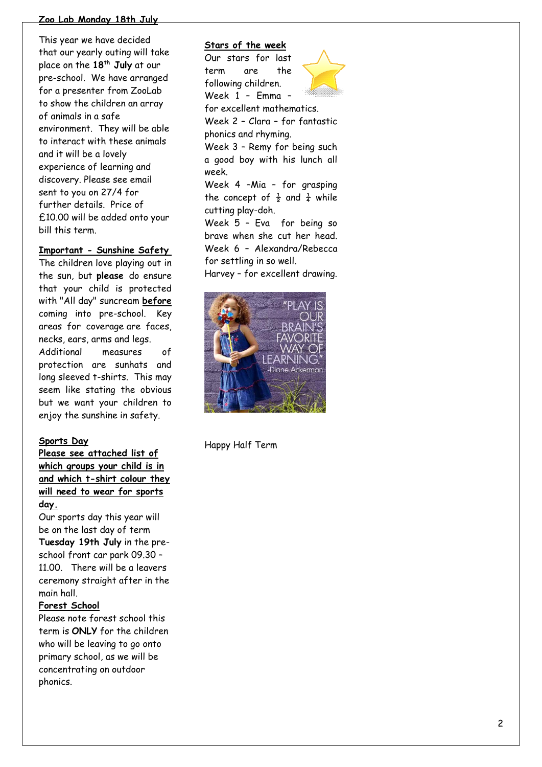## Zoo Lab Monday 18th July

This year we have decided that our yearly outing will take place on the **18th July** at our pre-school. We have arranged for a presenter from ZooLab to show the children an array of animals in a safe environment. They will be able to interact with these animals and it will be a lovely experience of learning and discovery. Please see email sent to you on 27/4 for further details. Price of £10.00 will be added onto your bill this term.

## Important - Sunshine Safety

The children love playing out in the sun, but **please** do ensure that your child is protected with "All day" suncream **before** coming into pre-school. Key areas for coverage are faces, necks, ears, arms and legs. Additional measures of protection are sunhats and long sleeved t-shirts. This may seem like stating the obvious but we want your children to enjoy the sunshine in safety.

## Sports Day

**Please see attached list of which groups your child is in and which t-shirt colour they will need to wear for sports day.**

Our sports day this year will be on the last day of term **Tuesday 19th July** in the pre-school front car park 09.30 – 11.00. There will be a leavers ceremony straight after in the main hall.

## Forest School

Please note forest school this term is **ONLY** for the children who will be leaving to go onto primary school, as we will be concentrating on outdoor phonics.

## Stars of the week

Our stars for last term are the following children.

Week 1 – Emma – for excellent mathematics.
Week 2 – Clara – for fantastic phonics and rhyming.
Week 3 – Remy for being such a good boy with his lunch all week.
Week 4 –Mia – for grasping the concept of ½ and ¼ while cutting play-doh.
Week 5 – Eva for being so brave when she cut her head.
Week 6 – Alexandra/Rebecca for settling in so well.
Harvey – for excellent drawing.

"PLAY IS OUR BRAIN'S FAVORITE WAY OF LEARNING." -Diane Ackerman

Happy Half Term